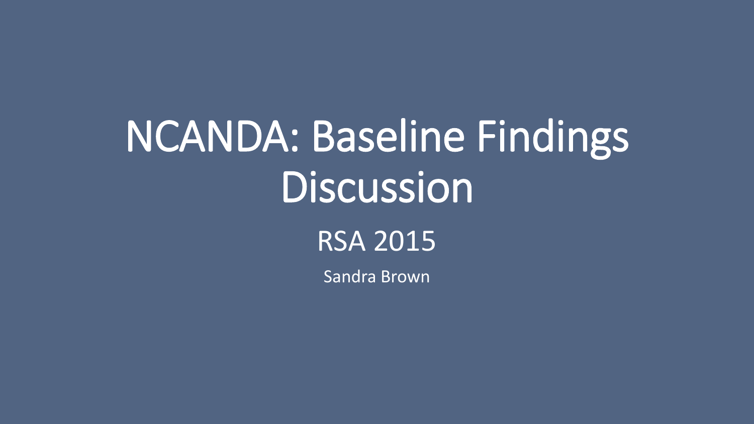# NCANDA: Baseline Findings Discussion

## RSA 2015

Sandra Brown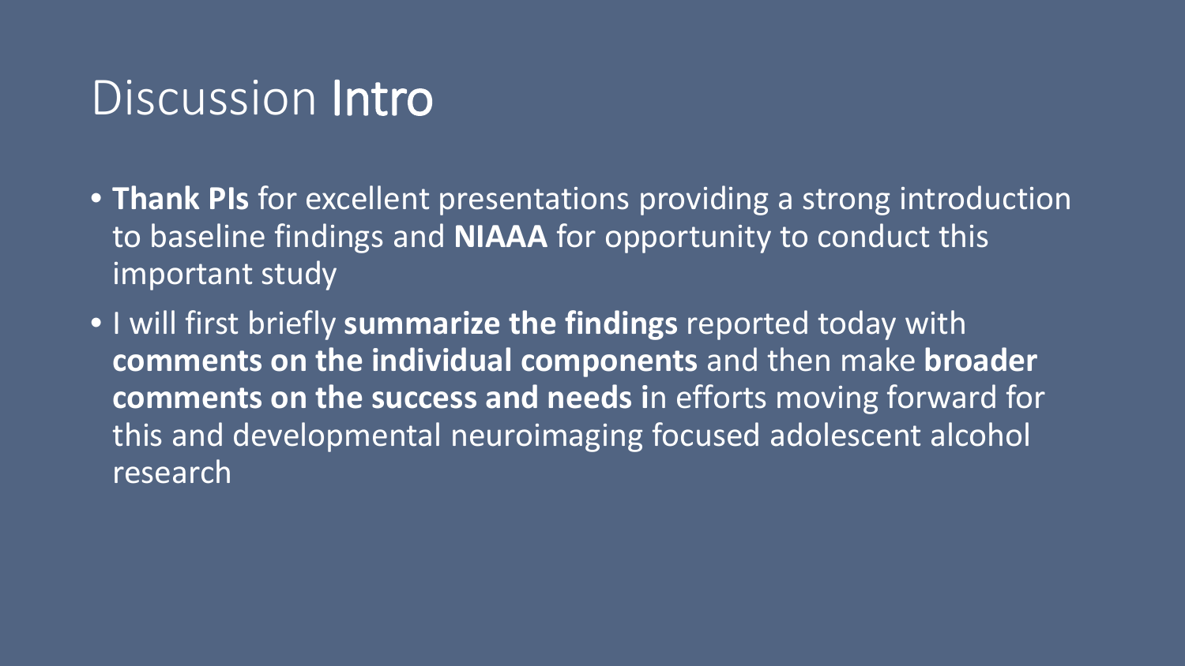# Discussion Intro

- **Thank PIs** for excellent presentations providing a strong introduction to baseline findings and **NIAAA** for opportunity to conduct this important study
- I will first briefly **summarize the findings** reported today with **comments on the individual components** and then make **broader comments on the success and needs i**n efforts moving forward for this and developmental neuroimaging focused adolescent alcohol research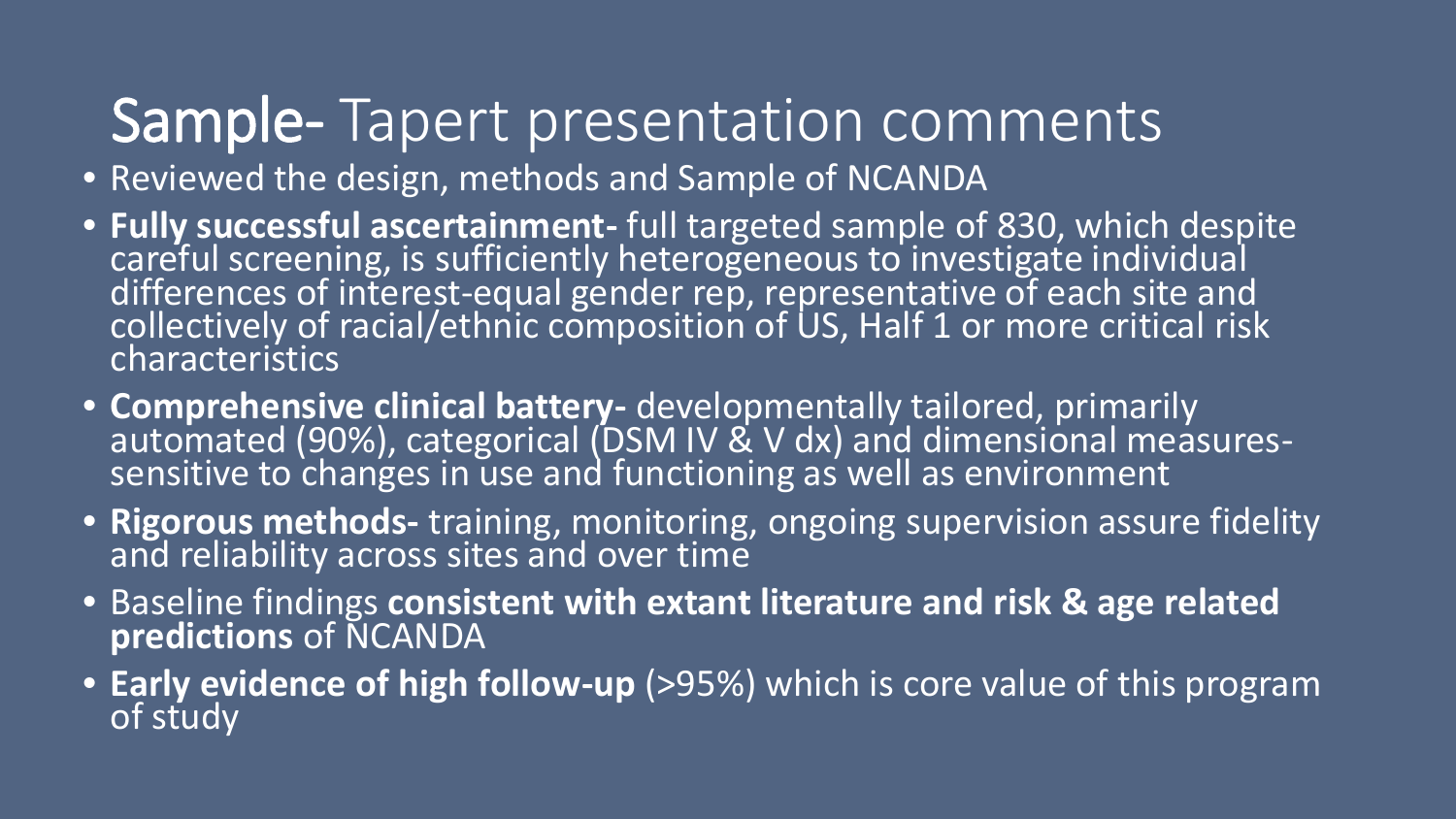# **Sample-** Tapert presentation comments

- Reviewed the design, methods and Sample of NCANDA
- **Fully successful ascertainment-** full targeted sample of 830, which despite careful screening, is sufficiently heterogeneous to investigate individual differences of interest-equal gender rep, representative of each site and collectively of racial/ethnic composition of US, Half 1 or more critical risk characteristics
- **Comprehensive clinical battery-** developmentally tailored, primarily automated (90%), categorical (DSM IV & V dx) and dimensional measures-sensitive to changes in use and functioning as well as environment
- **Rigorous methods-** training, monitoring, ongoing supervision assure fidelity and reliability across sites and over time
- Baseline findings **consistent with extant literature and risk & age related predictions** of NCANDA
- **Early evidence of high follow-up** (>95%) which is core value of this program of study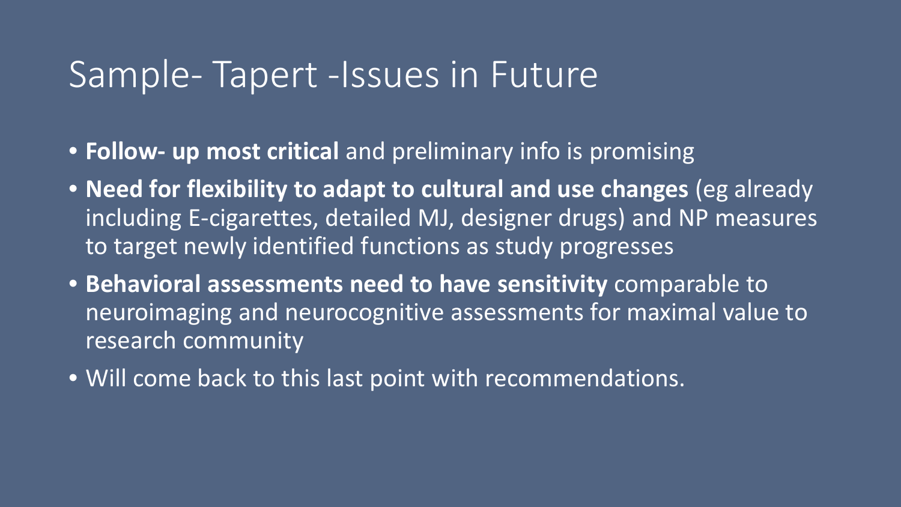# Sample- Tapert -Issues in Future

- **Follow- up most critical** and preliminary info is promising
- **Need for flexibility to adapt to cultural and use changes** (eg already including E-cigarettes, detailed MJ, designer drugs) and NP measures to target newly identified functions as study progresses
- **Behavioral assessments need to have sensitivity** comparable to neuroimaging and neurocognitive assessments for maximal value to research community
- Will come back to this last point with recommendations.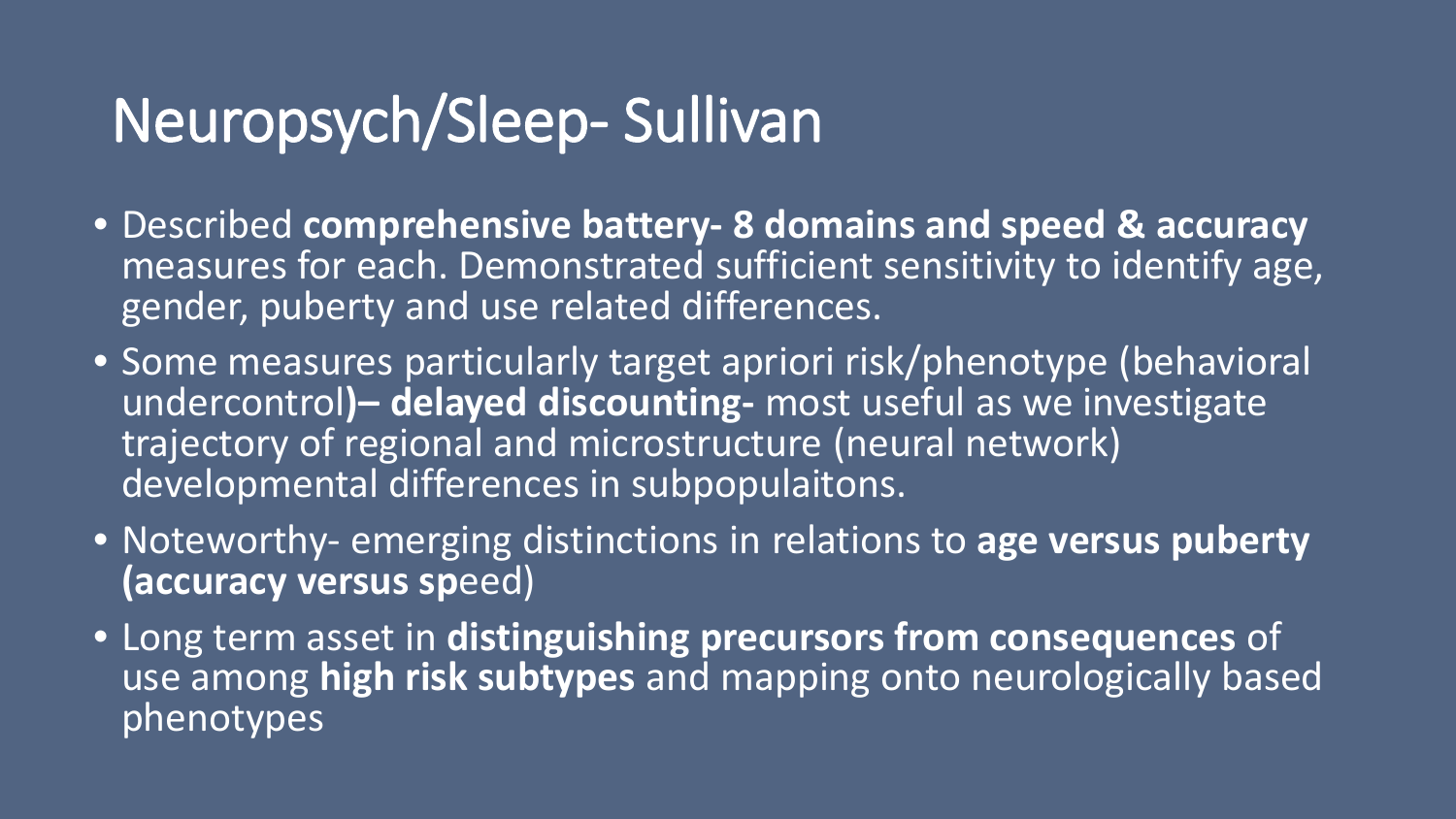# Neuropsych/Sleep- Sullivan

- Described **comprehensive battery- 8 domains and speed & accuracy** measures for each. Demonstrated sufficient sensitivity to identify age, gender, puberty and use related differences.
- Some measures particularly target apriori risk/phenotype (behavioral undercontrol**)– delayed discounting-** most useful as we investigate trajectory of regional and microstructure (neural network) developmental differences in subpopulaitons.
- Noteworthy- emerging distinctions in relations to **age versus puberty (accuracy versus sp**eed)
- Long term asset in **distinguishing precursors from consequences** of use among **high risk subtypes** and mapping onto neurologically based phenotypes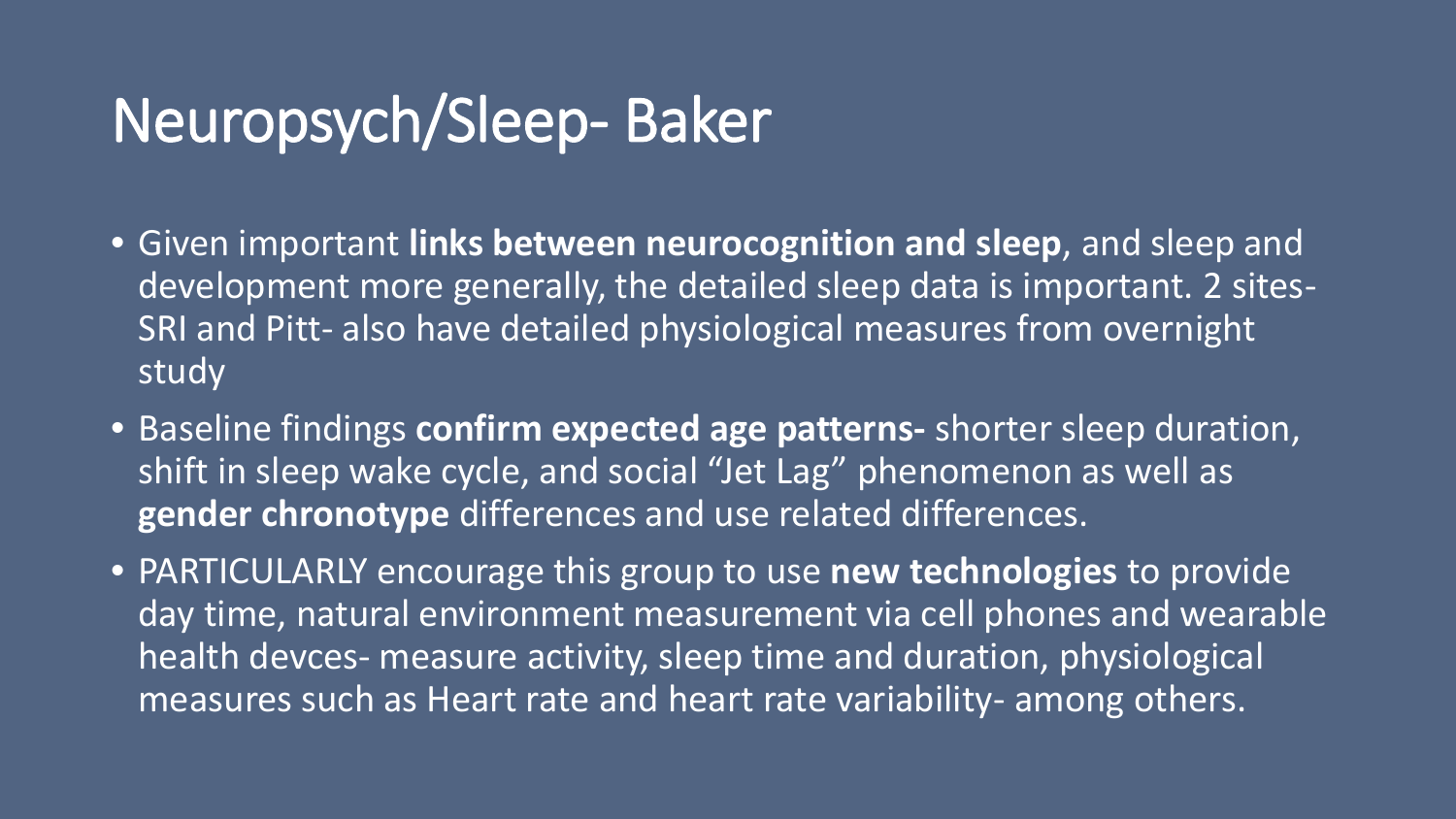# Neuropsych/Sleep- Baker

- Given important **links between neurocognition and sleep**, and sleep and development more generally, the detailed sleep data is important. 2 sites- SRI and Pitt- also have detailed physiological measures from overnight study
- Baseline findings **confirm expected age patterns-** shorter sleep duration, shift in sleep wake cycle, and social "Jet Lag" phenomenon as well as **gender chronotype** differences and use related differences.
- PARTICULARLY encourage this group to use **new technologies** to provide day time, natural environment measurement via cell phones and wearable health devces- measure activity, sleep time and duration, physiological measures such as Heart rate and heart rate variability- among others.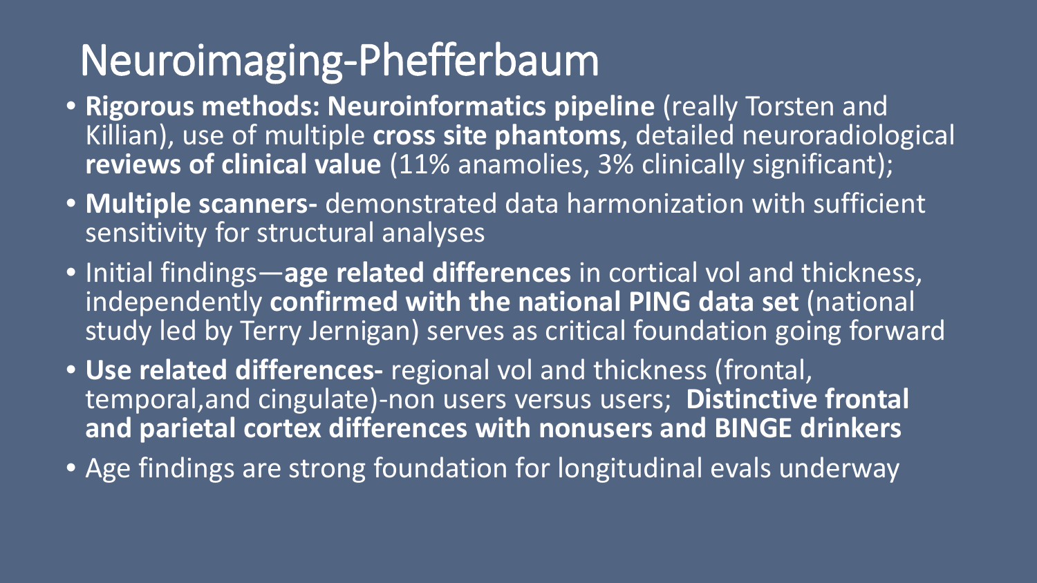# Neuroimaging-Phefferbaum

- **Rigorous methods: Neuroinformatics pipeline** (really Torsten and Killian), use of multiple **cross site phantoms**, detailed neuroradiological **reviews of clinical value** (11% anamolies, 3% clinically significant);
- **Multiple scanners-** demonstrated data harmonization with sufficient sensitivity for structural analyses
- Initial findings—**age related differences** in cortical vol and thickness, independently **confirmed with the national PING data set** (national study led by Terry Jernigan) serves as critical foundation going forward
- **Use related differences-** regional vol and thickness (frontal, temporal,and cingulate)-non users versus users; **Distinctive frontal and parietal cortex differences with nonusers and BINGE drinkers**
- Age findings are strong foundation for longitudinal evals underway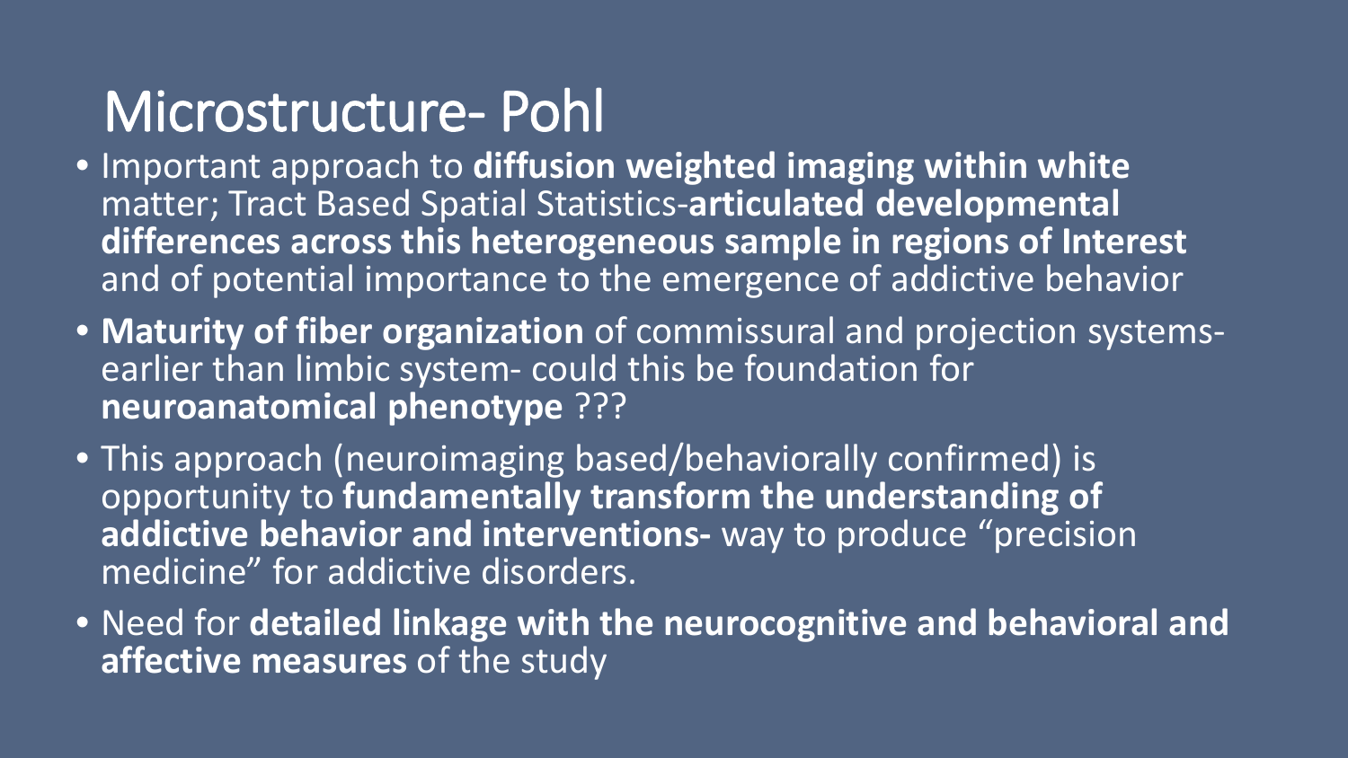# Microstructure- Pohl

- Important approach to **diffusion weighted imaging within white** matter; Tract Based Spatial Statistics-**articulated developmental differences across this heterogeneous sample in regions of Interest** and of potential importance to the emergence of addictive behavior
- **Maturity of fiber organization** of commissural and projection systems- earlier than limbic system- could this be foundation for **neuroanatomical phenotype** ???
- This approach (neuroimaging based/behaviorally confirmed) is opportunity to **fundamentally transform the understanding of addictive behavior and interventions-** way to produce "precision medicine" for addictive disorders.
- Need for **detailed linkage with the neurocognitive and behavioral and affective measures** of the study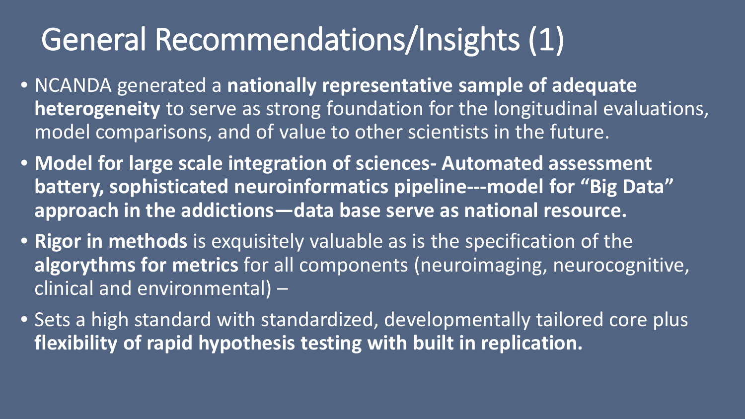# General Recommendations/Insights (1)

- NCANDA generated a **nationally representative sample of adequate heterogeneity** to serve as strong foundation for the longitudinal evaluations, model comparisons, and of value to other scientists in the future.
- **Model for large scale integration of sciences- Automated assessment battery, sophisticated neuroinformatics pipeline---model for "Big Data" approach in the addictions—data base serve as national resource.**
- **Rigor in methods** is exquisitely valuable as is the specification of the **algorythms for metrics** for all components (neuroimaging, neurocognitive, clinical and environmental) –
- Sets a high standard with standardized, developmentally tailored core plus **flexibility of rapid hypothesis testing with built in replication.**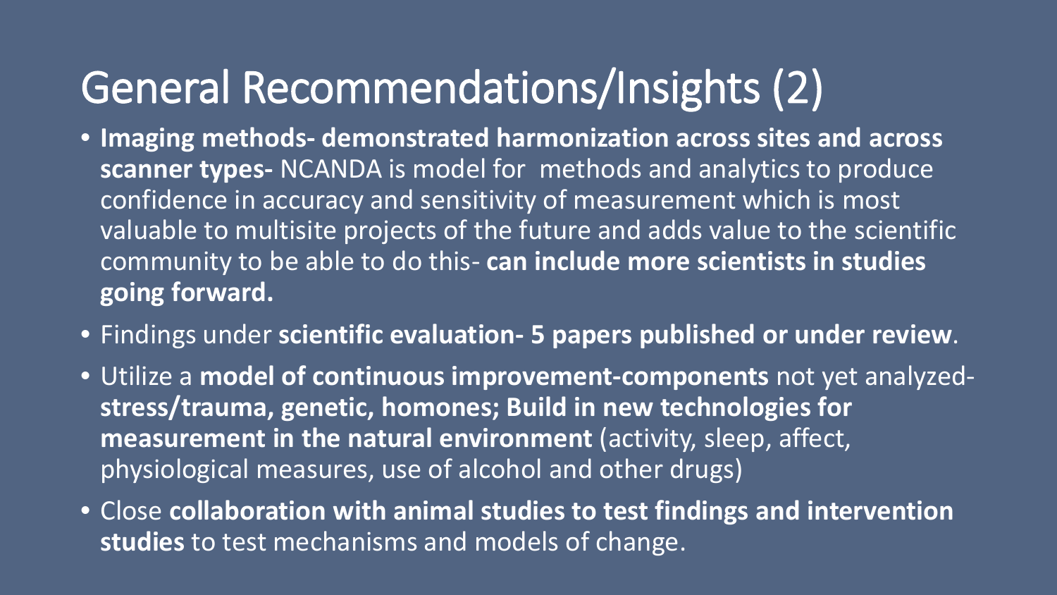# General Recommendations/Insights (2)

- **Imaging methods- demonstrated harmonization across sites and across scanner types-** NCANDA is model for methods and analytics to produce confidence in accuracy and sensitivity of measurement which is most valuable to multisite projects of the future and adds value to the scientific community to be able to do this- **can include more scientists in studies going forward.**
- Findings under **scientific evaluation- 5 papers published or under review**.
- Utilize a **model of continuous improvement-components** not yet analyzed- **stress/trauma, genetic, homones; Build in new technologies for measurement in the natural environment** (activity, sleep, affect, physiological measures, use of alcohol and other drugs)
- Close **collaboration with animal studies to test findings and intervention studies** to test mechanisms and models of change.